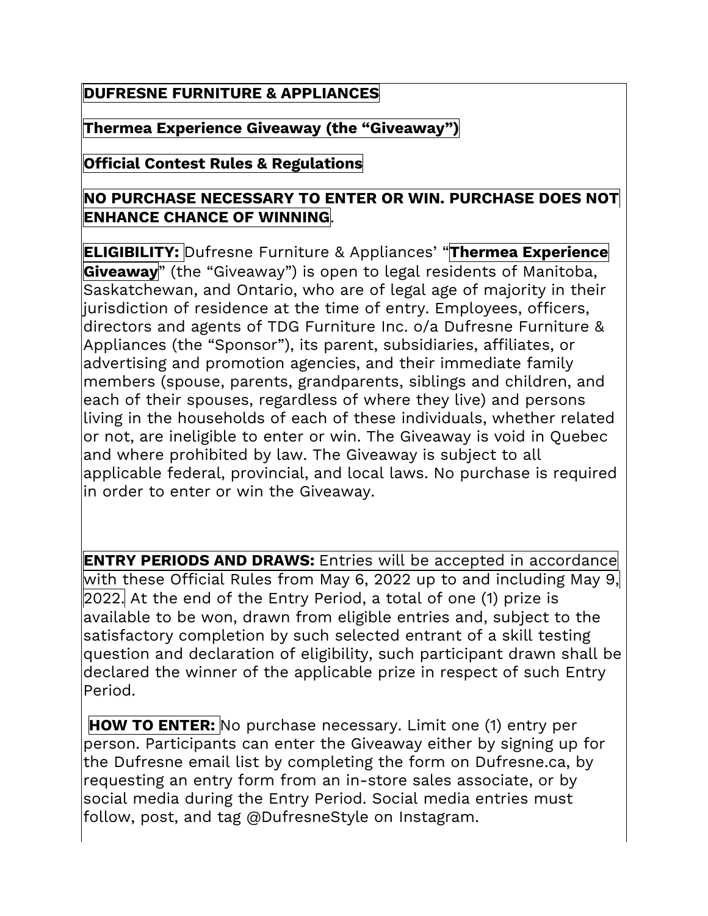**DUFRESNE FURNITURE & APPLIANCES**

**Thermea Experience Giveaway (the "Giveaway")**

**Official Contest Rules & Regulations**

**NO PURCHASE NECESSARY TO ENTER OR WIN. PURCHASE DOES NOT ENHANCE CHANCE OF WINNING**.

**ELIGIBILITY:** Dufresne Furniture & Appliances' "**Thermea Experience Giveaway**" (the "Giveaway") is open to legal residents of Manitoba, Saskatchewan, and Ontario, who are of legal age of majority in their jurisdiction of residence at the time of entry. Employees, officers, directors and agents of TDG Furniture Inc. o/a Dufresne Furniture & Appliances (the "Sponsor"), its parent, subsidiaries, affiliates, or advertising and promotion agencies, and their immediate family members (spouse, parents, grandparents, siblings and children, and each of their spouses, regardless of where they live) and persons living in the households of each of these individuals, whether related or not, are ineligible to enter or win. The Giveaway is void in Quebec and where prohibited by law. The Giveaway is subject to all applicable federal, provincial, and local laws. No purchase is required in order to enter or win the Giveaway.

**ENTRY PERIODS AND DRAWS:** Entries will be accepted in accordance with these Official Rules from May 6, 2022 up to and including May 9, 2022. At the end of the Entry Period, a total of one (1) prize is available to be won, drawn from eligible entries and, subject to the satisfactory completion by such selected entrant of a skill testing question and declaration of eligibility, such participant drawn shall be declared the winner of the applicable prize in respect of such Entry Period.

**HOW TO ENTER:** No purchase necessary. Limit one (1) entry per person. Participants can enter the Giveaway either by signing up for the Dufresne email list by completing the form on Dufresne.ca, by requesting an entry form from an in-store sales associate, or by social media during the Entry Period. Social media entries must follow, post, and tag @DufresneStyle on Instagram.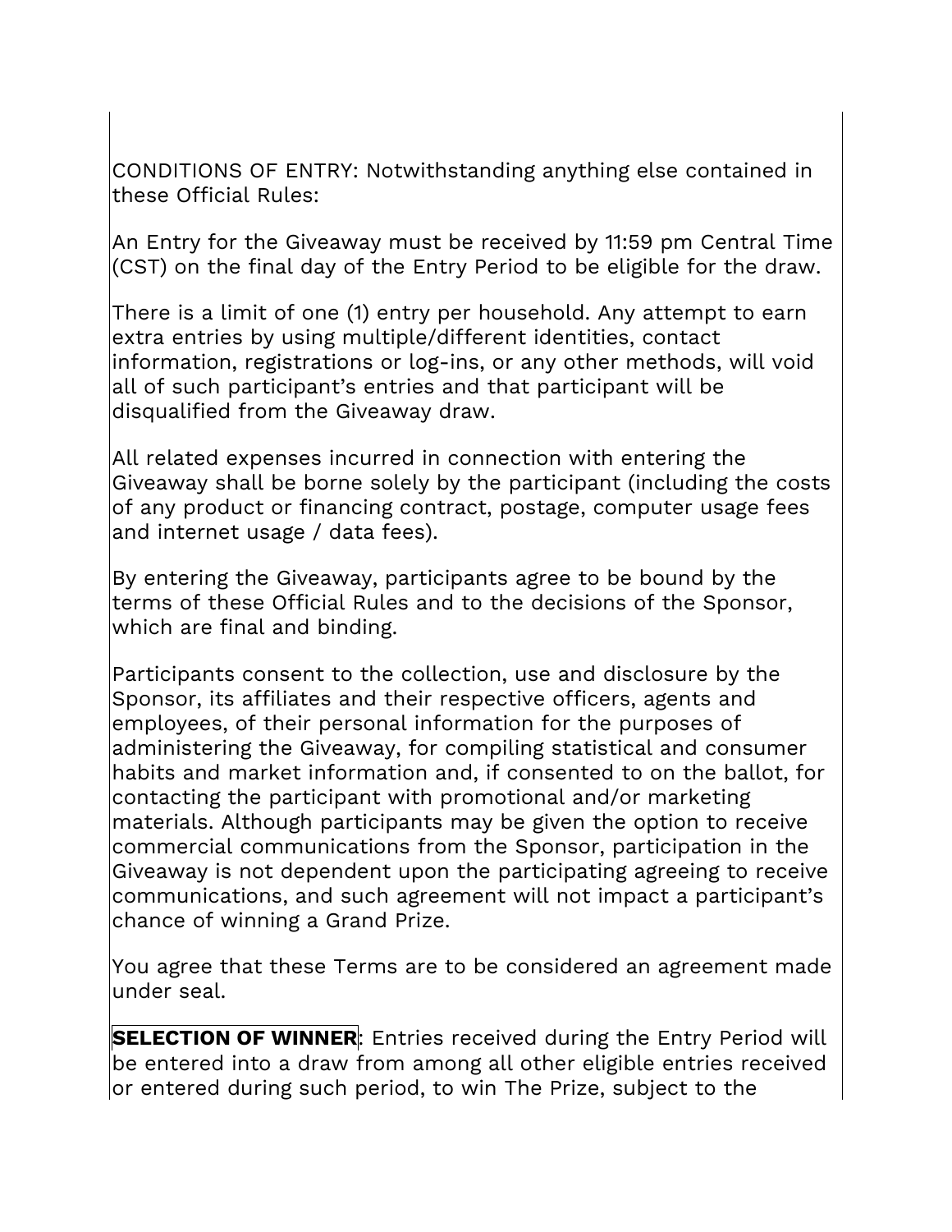CONDITIONS OF ENTRY: Notwithstanding anything else contained in these Official Rules:

An Entry for the Giveaway must be received by 11:59 pm Central Time (CST) on the final day of the Entry Period to be eligible for the draw.

There is a limit of one (1) entry per household. Any attempt to earn extra entries by using multiple/different identities, contact information, registrations or log-ins, or any other methods, will void all of such participant's entries and that participant will be disqualified from the Giveaway draw.

All related expenses incurred in connection with entering the Giveaway shall be borne solely by the participant (including the costs of any product or financing contract, postage, computer usage fees and internet usage / data fees).

By entering the Giveaway, participants agree to be bound by the terms of these Official Rules and to the decisions of the Sponsor, which are final and binding.

Participants consent to the collection, use and disclosure by the Sponsor, its affiliates and their respective officers, agents and employees, of their personal information for the purposes of administering the Giveaway, for compiling statistical and consumer habits and market information and, if consented to on the ballot, for contacting the participant with promotional and/or marketing materials. Although participants may be given the option to receive commercial communications from the Sponsor, participation in the Giveaway is not dependent upon the participating agreeing to receive communications, and such agreement will not impact a participant's chance of winning a Grand Prize.

You agree that these Terms are to be considered an agreement made under seal.

**SELECTION OF WINNER**: Entries received during the Entry Period will be entered into a draw from among all other eligible entries received or entered during such period, to win The Prize, subject to the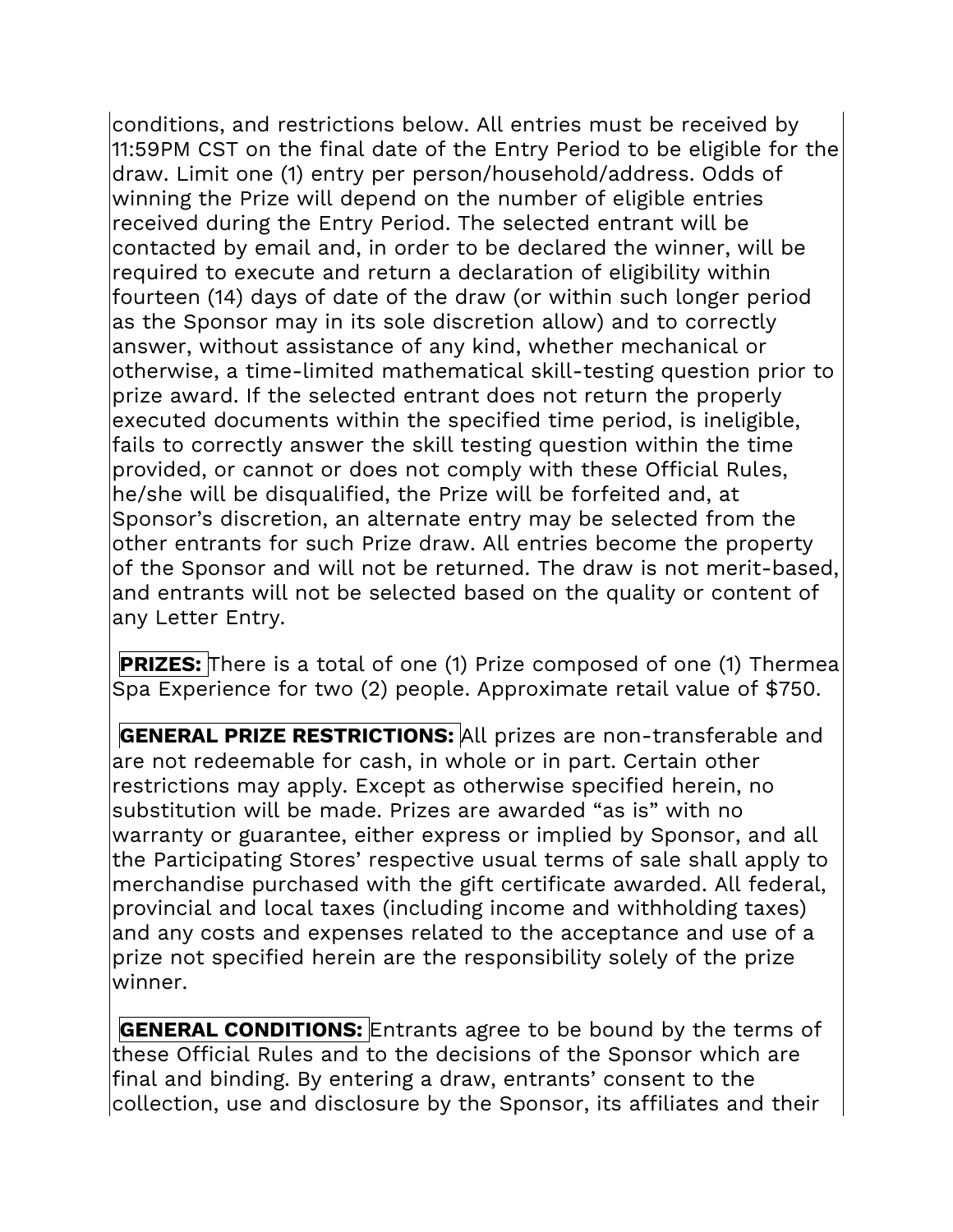conditions, and restrictions below. All entries must be received by 11:59PM CST on the final date of the Entry Period to be eligible for the draw. Limit one (1) entry per person/household/address. Odds of winning the Prize will depend on the number of eligible entries received during the Entry Period. The selected entrant will be contacted by email and, in order to be declared the winner, will be required to execute and return a declaration of eligibility within fourteen (14) days of date of the draw (or within such longer period as the Sponsor may in its sole discretion allow) and to correctly answer, without assistance of any kind, whether mechanical or otherwise, a time-limited mathematical skill-testing question prior to prize award. If the selected entrant does not return the properly executed documents within the specified time period, is ineligible, fails to correctly answer the skill testing question within the time provided, or cannot or does not comply with these Official Rules, he/she will be disqualified, the Prize will be forfeited and, at Sponsor's discretion, an alternate entry may be selected from the other entrants for such Prize draw. All entries become the property of the Sponsor and will not be returned. The draw is not merit-based, and entrants will not be selected based on the quality or content of any Letter Entry.

**PRIZES:** There is a total of one (1) Prize composed of one (1) Thermea Spa Experience for two (2) people. Approximate retail value of $750.

**GENERAL PRIZE RESTRICTIONS:** All prizes are non-transferable and are not redeemable for cash, in whole or in part. Certain other restrictions may apply. Except as otherwise specified herein, no substitution will be made. Prizes are awarded "as is" with no warranty or guarantee, either express or implied by Sponsor, and all the Participating Stores' respective usual terms of sale shall apply to merchandise purchased with the gift certificate awarded. All federal, provincial and local taxes (including income and withholding taxes) and any costs and expenses related to the acceptance and use of a prize not specified herein are the responsibility solely of the prize winner.

**GENERAL CONDITIONS:** Entrants agree to be bound by the terms of these Official Rules and to the decisions of the Sponsor which are final and binding. By entering a draw, entrants' consent to the collection, use and disclosure by the Sponsor, its affiliates and their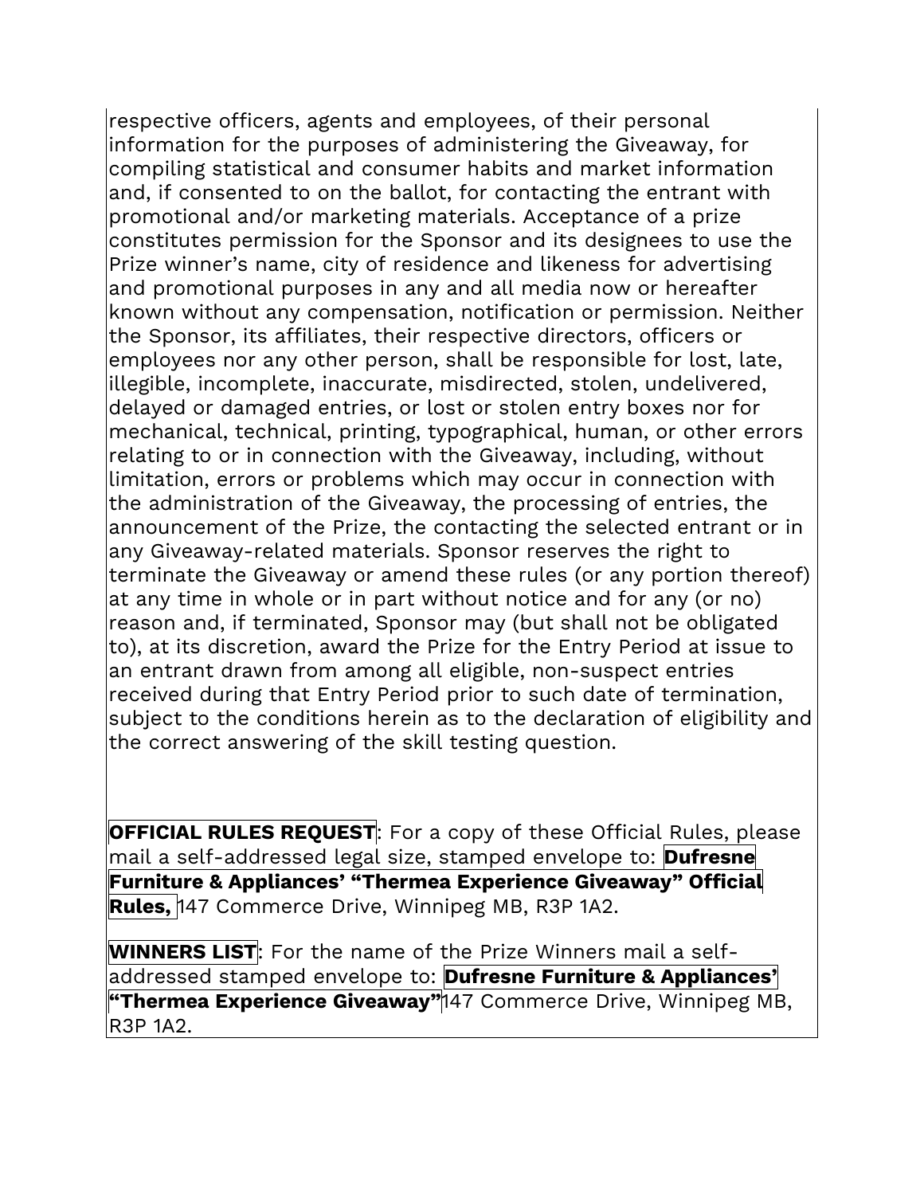respective officers, agents and employees, of their personal information for the purposes of administering the Giveaway, for compiling statistical and consumer habits and market information and, if consented to on the ballot, for contacting the entrant with promotional and/or marketing materials. Acceptance of a prize constitutes permission for the Sponsor and its designees to use the Prize winner's name, city of residence and likeness for advertising and promotional purposes in any and all media now or hereafter known without any compensation, notification or permission. Neither the Sponsor, its affiliates, their respective directors, officers or employees nor any other person, shall be responsible for lost, late, illegible, incomplete, inaccurate, misdirected, stolen, undelivered, delayed or damaged entries, or lost or stolen entry boxes nor for mechanical, technical, printing, typographical, human, or other errors relating to or in connection with the Giveaway, including, without limitation, errors or problems which may occur in connection with the administration of the Giveaway, the processing of entries, the announcement of the Prize, the contacting the selected entrant or in any Giveaway-related materials. Sponsor reserves the right to terminate the Giveaway or amend these rules (or any portion thereof) at any time in whole or in part without notice and for any (or no) reason and, if terminated, Sponsor may (but shall not be obligated to), at its discretion, award the Prize for the Entry Period at issue to an entrant drawn from among all eligible, non-suspect entries received during that Entry Period prior to such date of termination, subject to the conditions herein as to the declaration of eligibility and the correct answering of the skill testing question.

**OFFICIAL RULES REQUEST**: For a copy of these Official Rules, please mail a self-addressed legal size, stamped envelope to: **Dufresne Furniture & Appliances' "Thermea Experience Giveaway" Official Rules,** 147 Commerce Drive, Winnipeg MB, R3P 1A2.

**WINNERS LIST**: For the name of the Prize Winners mail a self-addressed stamped envelope to: **Dufresne Furniture & Appliances' "Thermea Experience Giveaway"** 147 Commerce Drive, Winnipeg MB, R3P 1A2.